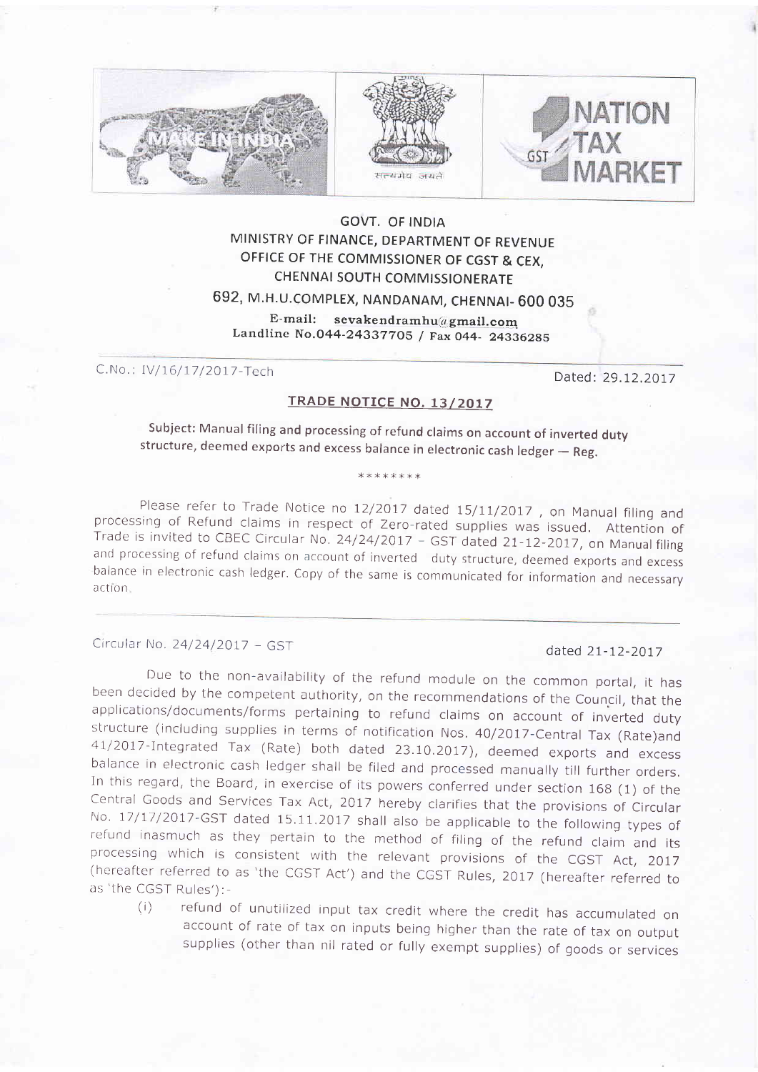GOVT. OF INDIA
MINISTRY OF FINANCE, DEPARTMENT OF REVENUE
OFFICE OF THE COMMISSIONER OF CGST & CEX,
CHENNAI SOUTH COMMISSIONERATE
692, M.H.U.COMPLEX, NANDANAM, CHENNAI- 600 035
E-mail: sevakendramhu@gmail.com
Landline No.044-24337705 / Fax 044- 24336285

C.No.: IV/16/17/2017-Tech

Dated: 29.12.2017

## TRADE NOTICE NO. 13/2017

**Subject: Manual filing and processing of refund claims on account of inverted duty structure, deemed exports and excess balance in electronic cash ledger — Reg.**

********

Please refer to Trade Notice no 12/2017 dated 15/11/2017 , on Manual filing and processing of Refund claims in respect of Zero-rated supplies was issued. Attention of Trade is invited to CBEC Circular No. 24/24/2017 - GST dated 21-12-2017, on Manual filing and processing of refund claims on account of inverted duty structure, deemed exports and excess balance in electronic cash ledger. Copy of the same is communicated for information and necessary action.

---

Circular No. 24/24/2017 – GST

dated 21-12-2017

Due to the non-availability of the refund module on the common portal, it has been decided by the competent authority, on the recommendations of the Council, that the applications/documents/forms pertaining to refund claims on account of inverted duty structure (including supplies in terms of notification Nos. 40/2017-Central Tax (Rate)and 41/2017-Integrated Tax (Rate) both dated 23.10.2017), deemed exports and excess balance in electronic cash ledger shall be filed and processed manually till further orders. In this regard, the Board, in exercise of its powers conferred under section 168 (1) of the Central Goods and Services Tax Act, 2017 hereby clarifies that the provisions of Circular No. 17/17/2017-GST dated 15.11.2017 shall also be applicable to the following types of refund inasmuch as they pertain to the method of filing of the refund claim and its processing which is consistent with the relevant provisions of the CGST Act, 2017 (hereafter referred to as 'the CGST Act') and the CGST Rules, 2017 (hereafter referred to as 'the CGST Rules'):-

(i) refund of unutilized input tax credit where the credit has accumulated on account of rate of tax on inputs being higher than the rate of tax on output supplies (other than nil rated or fully exempt supplies) of goods or services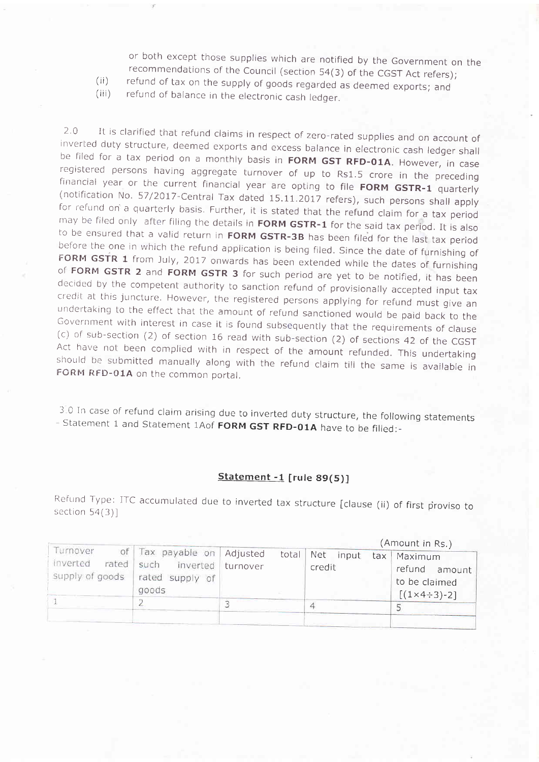or both except those supplies which are notified by the Government on the recommendations of the Council (section 54(3) of the CGST Act refers);

(ii) refund of tax on the supply of goods regarded as deemed exports; and

(iii) refund of balance in the electronic cash ledger.

2.0 It is clarified that refund claims in respect of zero-rated supplies and on account of inverted duty structure, deemed exports and excess balance in electronic cash ledger shall be filed for a tax period on a monthly basis in **FORM GST RFD-01A**. However, in case registered persons having aggregate turnover of up to Rs1.5 crore in the preceding financial year or the current financial year are opting to file **FORM GSTR-1** quarterly (notification No. 57/2017-Central Tax dated 15.11.2017 refers), such persons shall apply for refund on a quarterly basis. Further, it is stated that the refund claim for a tax period may be filed only after filing the details in **FORM GSTR-1** for the said tax period. It is also to be ensured that a valid return in **FORM GSTR-3B** has been filed for the last tax period before the one in which the refund application is being filed. Since the date of furnishing of **FORM GSTR 1** from July, 2017 onwards has been extended while the dates of furnishing of **FORM GSTR 2** and **FORM GSTR 3** for such period are yet to be notified, it has been decided by the competent authority to sanction refund of provisionally accepted input tax credit at this juncture. However, the registered persons applying for refund must give an undertaking to the effect that the amount of refund sanctioned would be paid back to the Government with interest in case it is found subsequently that the requirements of clause (c) of sub-section (2) of section 16 read with sub-section (2) of sections 42 of the CGST Act have not been complied with in respect of the amount refunded. This undertaking should be submitted manually along with the refund claim till the same is available in **FORM RFD-01A** on the common portal.

3.0 In case of refund claim arising due to inverted duty structure, the following statements - Statement 1 and Statement 1Aof **FORM GST RFD-01A** have to be filled:-

**Statement -1 [rule 89(5)]**

Refund Type: ITC accumulated due to inverted tax structure [clause (ii) of first proviso to section 54(3)]

(Amount in Rs.)

| Turnover of inverted rated supply of goods | Tax payable on such inverted rated supply of goods | Adjusted total turnover | Net input tax credit | Maximum refund amount to be claimed [(1×4÷3)-2] |
|---|---|---|---|---|
| 1 | 2 | 3 | 4 | 5 |
| | | | | |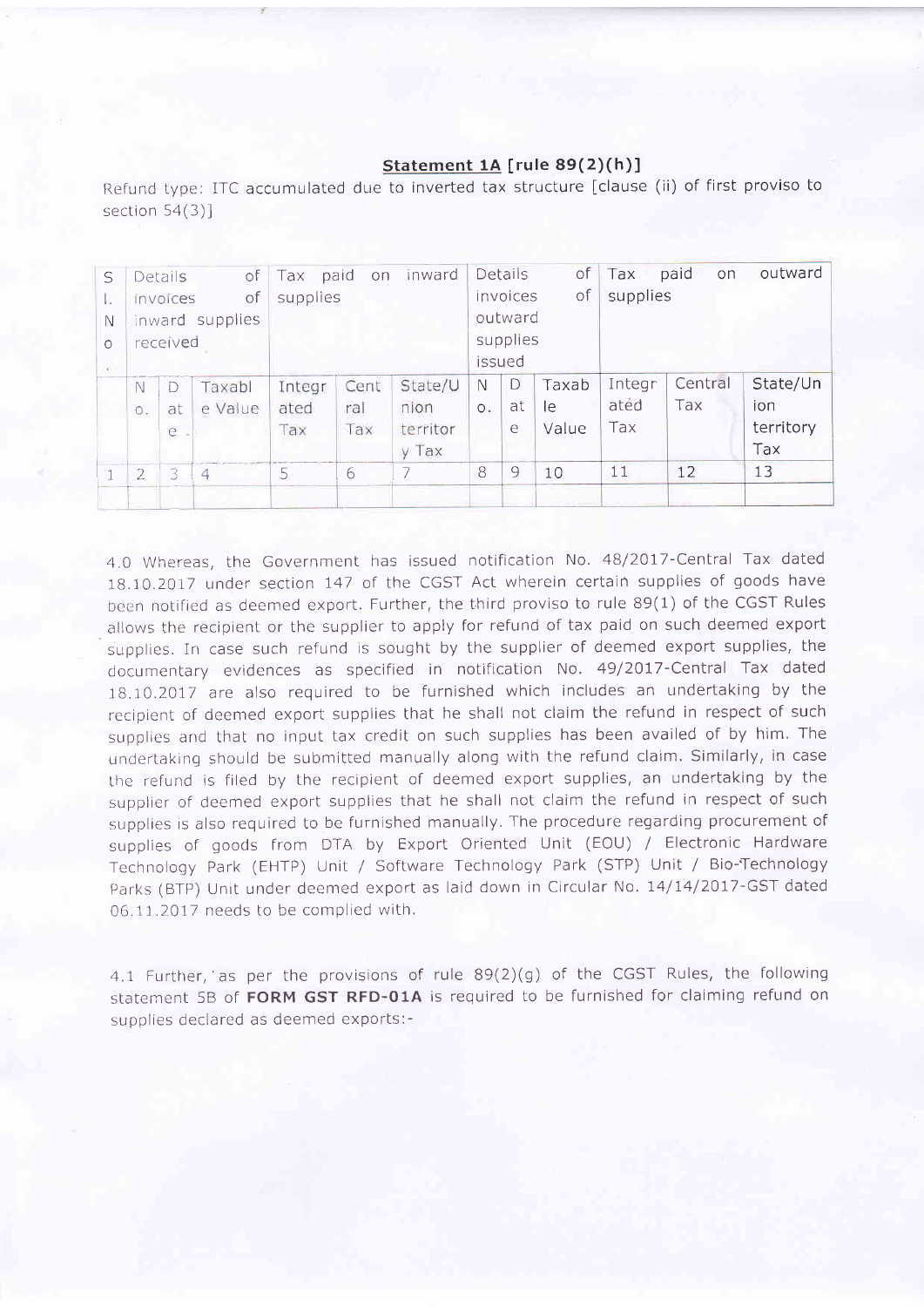**Statement 1A [rule 89(2)(h)]**

Refund type: ITC accumulated due to inverted tax structure [clause (ii) of first proviso to section 54(3)]

| Sl. No. | Details of invoices of inward supplies received | | | Tax paid on inward supplies | | | Details of invoices of outward supplies issued | | | Tax paid on outward supplies | | |
|---|---|---|---|---|---|---|---|---|---|---|---|---|
| | No. | Date. | Taxable Value | Integrated Tax | Central Tax | State/Union territory Tax | No. | Date | Taxable Value | Integrated Tax | Central Tax | State/Union territory Tax |
| 1 | 2 | 3 | 4 | 5 | 6 | 7 | 8 | 9 | 10 | 11 | 12 | 13 |
| | | | | | | | | | | | | |

4.0 Whereas, the Government has issued notification No. 48/2017-Central Tax dated 18.10.2017 under section 147 of the CGST Act wherein certain supplies of goods have been notified as deemed export. Further, the third proviso to rule 89(1) of the CGST Rules allows the recipient or the supplier to apply for refund of tax paid on such deemed export supplies. In case such refund is sought by the supplier of deemed export supplies, the documentary evidences as specified in notification No. 49/2017-Central Tax dated 18.10.2017 are also required to be furnished which includes an undertaking by the recipient of deemed export supplies that he shall not claim the refund in respect of such supplies and that no input tax credit on such supplies has been availed of by him. The undertaking should be submitted manually along with the refund claim. Similarly, in case the refund is filed by the recipient of deemed export supplies, an undertaking by the supplier of deemed export supplies that he shall not claim the refund in respect of such supplies is also required to be furnished manually. The procedure regarding procurement of supplies of goods from DTA by Export Oriented Unit (EOU) / Electronic Hardware Technology Park (EHTP) Unit / Software Technology Park (STP) Unit / Bio-Technology Parks (BTP) Unit under deemed export as laid down in Circular No. 14/14/2017-GST dated 06.11.2017 needs to be complied with.

4.1 Further, as per the provisions of rule 89(2)(g) of the CGST Rules, the following statement 5B of **FORM GST RFD-01A** is required to be furnished for claiming refund on supplies declared as deemed exports:-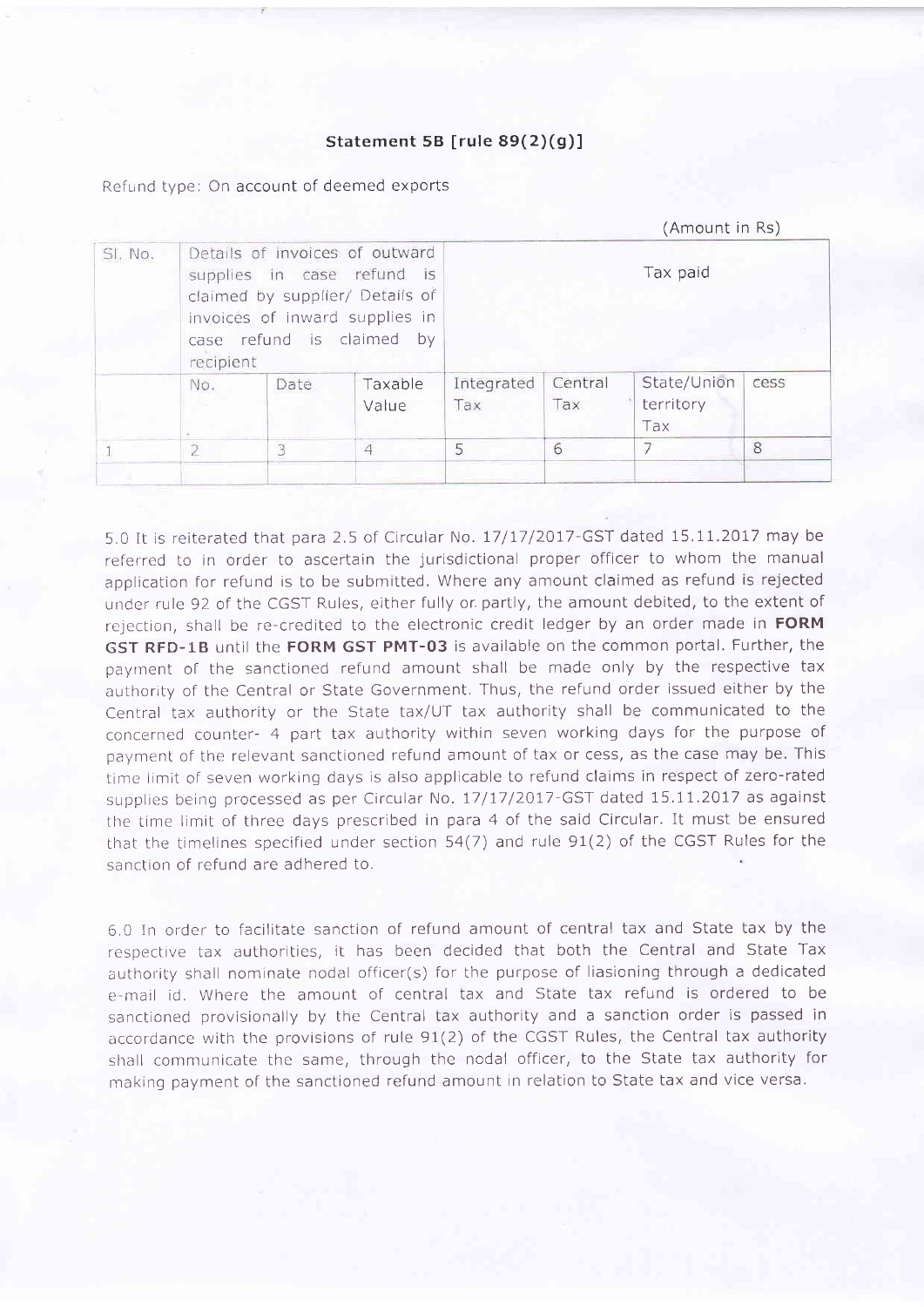**Statement 5B [rule 89(2)(g)]**

Refund type: On account of deemed exports

(Amount in Rs)

| Sl. No. | Details of invoices of outward supplies in case refund is claimed by supplier/ Details of invoices of inward supplies in case refund is claimed by recipient | | | Tax paid | | | |
|---|---|---|---|---|---|---|---|
| | No. | Date | Taxable Value | Integrated Tax | Central Tax | State/Union territory Tax | cess |
| 1 | 2 | 3 | 4 | 5 | 6 | 7 | 8 |
| | | | | | | | |

5.0 It is reiterated that para 2.5 of Circular No. 17/17/2017-GST dated 15.11.2017 may be referred to in order to ascertain the jurisdictional proper officer to whom the manual application for refund is to be submitted. Where any amount claimed as refund is rejected under rule 92 of the CGST Rules, either fully or partly, the amount debited, to the extent of rejection, shall be re-credited to the electronic credit ledger by an order made in **FORM GST RFD-1B** until the **FORM GST PMT-03** is available on the common portal. Further, the payment of the sanctioned refund amount shall be made only by the respective tax authority of the Central or State Government. Thus, the refund order issued either by the Central tax authority or the State tax/UT tax authority shall be communicated to the concerned counter- 4 part tax authority within seven working days for the purpose of payment of the relevant sanctioned refund amount of tax or cess, as the case may be. This time limit of seven working days is also applicable to refund claims in respect of zero-rated supplies being processed as per Circular No. 17/17/2017-GST dated 15.11.2017 as against the time limit of three days prescribed in para 4 of the said Circular. It must be ensured that the timelines specified under section 54(7) and rule 91(2) of the CGST Rules for the sanction of refund are adhered to.

6.0 In order to facilitate sanction of refund amount of central tax and State tax by the respective tax authorities, it has been decided that both the Central and State Tax authority shall nominate nodal officer(s) for the purpose of liasioning through a dedicated e-mail id. Where the amount of central tax and State tax refund is ordered to be sanctioned provisionally by the Central tax authority and a sanction order is passed in accordance with the provisions of rule 91(2) of the CGST Rules, the Central tax authority shall communicate the same, through the nodal officer, to the State tax authority for making payment of the sanctioned refund amount in relation to State tax and vice versa.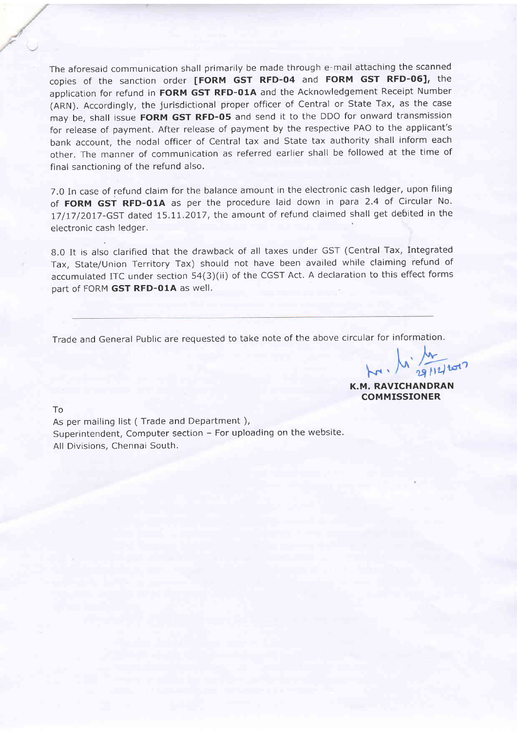The aforesaid communication shall primarily be made through e-mail attaching the scanned copies of the sanction order **[FORM GST RFD-04** and **FORM GST RFD-06]**, the application for refund in **FORM GST RFD-01A** and the Acknowledgement Receipt Number (ARN). Accordingly, the jurisdictional proper officer of Central or State Tax, as the case may be, shall issue **FORM GST RFD-05** and send it to the DDO for onward transmission for release of payment. After release of payment by the respective PAO to the applicant's bank account, the nodal officer of Central tax and State tax authority shall inform each other. The manner of communication as referred earlier shall be followed at the time of final sanctioning of the refund also.

7.0 In case of refund claim for the balance amount in the electronic cash ledger, upon filing of **FORM GST RFD-01A** as per the procedure laid down in para 2.4 of Circular No. 17/17/2017-GST dated 15.11.2017, the amount of refund claimed shall get debited in the electronic cash ledger.

8.0 It is also clarified that the drawback of all taxes under GST (Central Tax, Integrated Tax, State/Union Territory Tax) should not have been availed while claiming refund of accumulated ITC under section 54(3)(ii) of the CGST Act. A declaration to this effect forms part of FORM **GST RFD-01A** as well.

---

Trade and General Public are requested to take note of the above circular for information.

29/12/2017

**K.M. RAVICHANDRAN**
**COMMISSIONER**

To

As per mailing list ( Trade and Department ),
Superintendent, Computer section – For uploading on the website.
All Divisions, Chennai South.